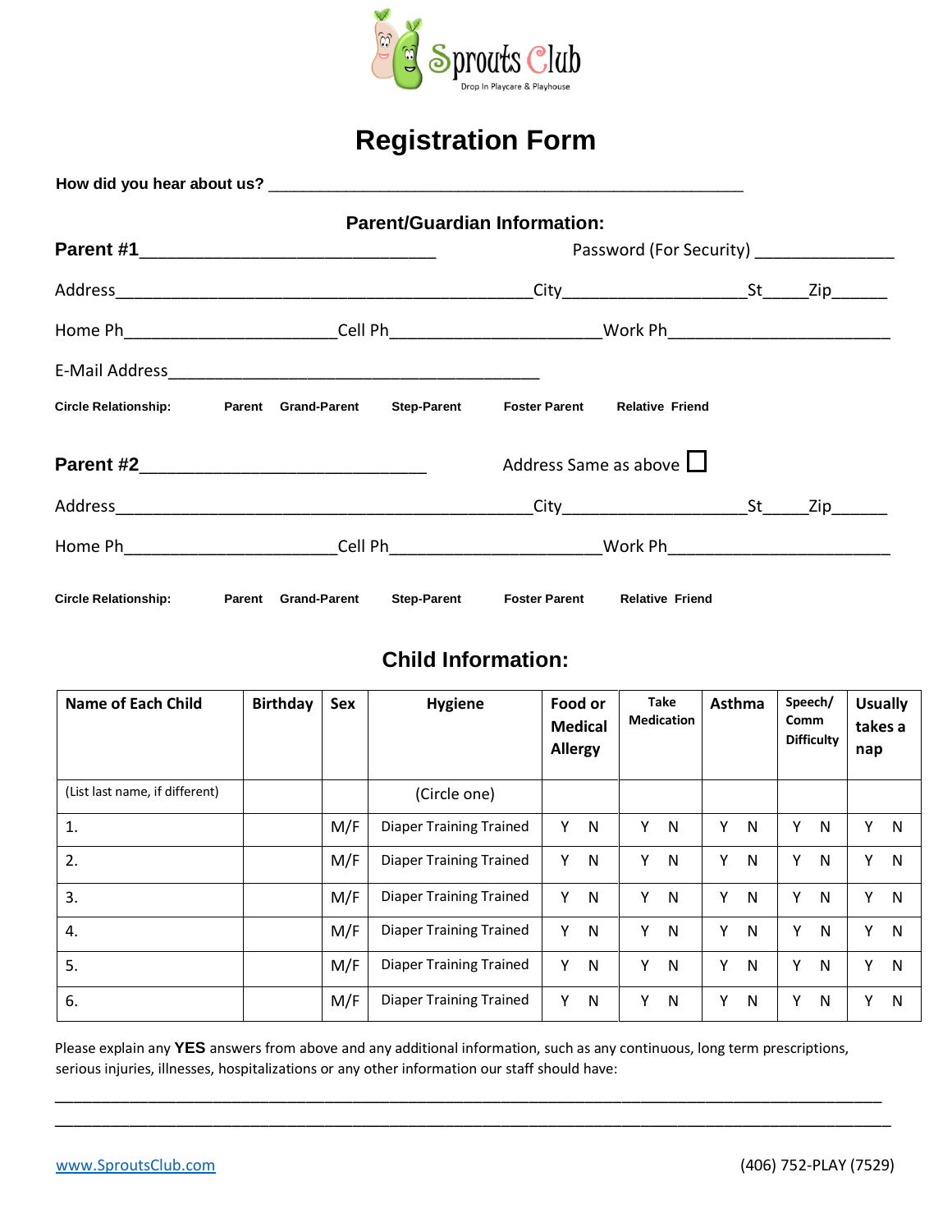Sprouts Club
Drop In Playcare & Playhouse

# Registration Form

**How did you hear about us?** ___________________________________________________

## Parent/Guardian Information:

**Parent #1**______________________________ Password (For Security) ______________

Address_____________________________________________City___________________St_____Zip______

Home Ph______________________Cell Ph______________________Work Ph_______________________

E-Mail Address_______________________________________

**Circle Relationship:** **Parent** **Grand-Parent** **Step-Parent** **Foster Parent** **Relative** **Friend**

**Parent #2**_____________________________ Address Same as above ☐

Address_____________________________________________City___________________St_____Zip______

Home Ph______________________Cell Ph______________________Work Ph_______________________

**Circle Relationship:** **Parent** **Grand-Parent** **Step-Parent** **Foster Parent** **Relative** **Friend**

## Child Information:

| Name of Each Child | Birthday | Sex | Hygiene | Food or Medical Allergy | Take Medication | Asthma | Speech/ Comm Difficulty | Usually takes a nap |
|---|---|---|---|---|---|---|---|---|
| (List last name, if different) | | | (Circle one) | | | | | |
| 1. | | M/F | Diaper Training Trained | Y N | Y N | Y N | Y N | Y N |
| 2. | | M/F | Diaper Training Trained | Y N | Y N | Y N | Y N | Y N |
| 3. | | M/F | Diaper Training Trained | Y N | Y N | Y N | Y N | Y N |
| 4. | | M/F | Diaper Training Trained | Y N | Y N | Y N | Y N | Y N |
| 5. | | M/F | Diaper Training Trained | Y N | Y N | Y N | Y N | Y N |
| 6. | | M/F | Diaper Training Trained | Y N | Y N | Y N | Y N | Y N |

Please explain any **YES** answers from above and any additional information, such as any continuous, long term prescriptions, serious injuries, illnesses, hospitalizations or any other information our staff should have:

_____________________________________________________________________________________________

_____________________________________________________________________________________________

www.SproutsClub.com (406) 752-PLAY (7529)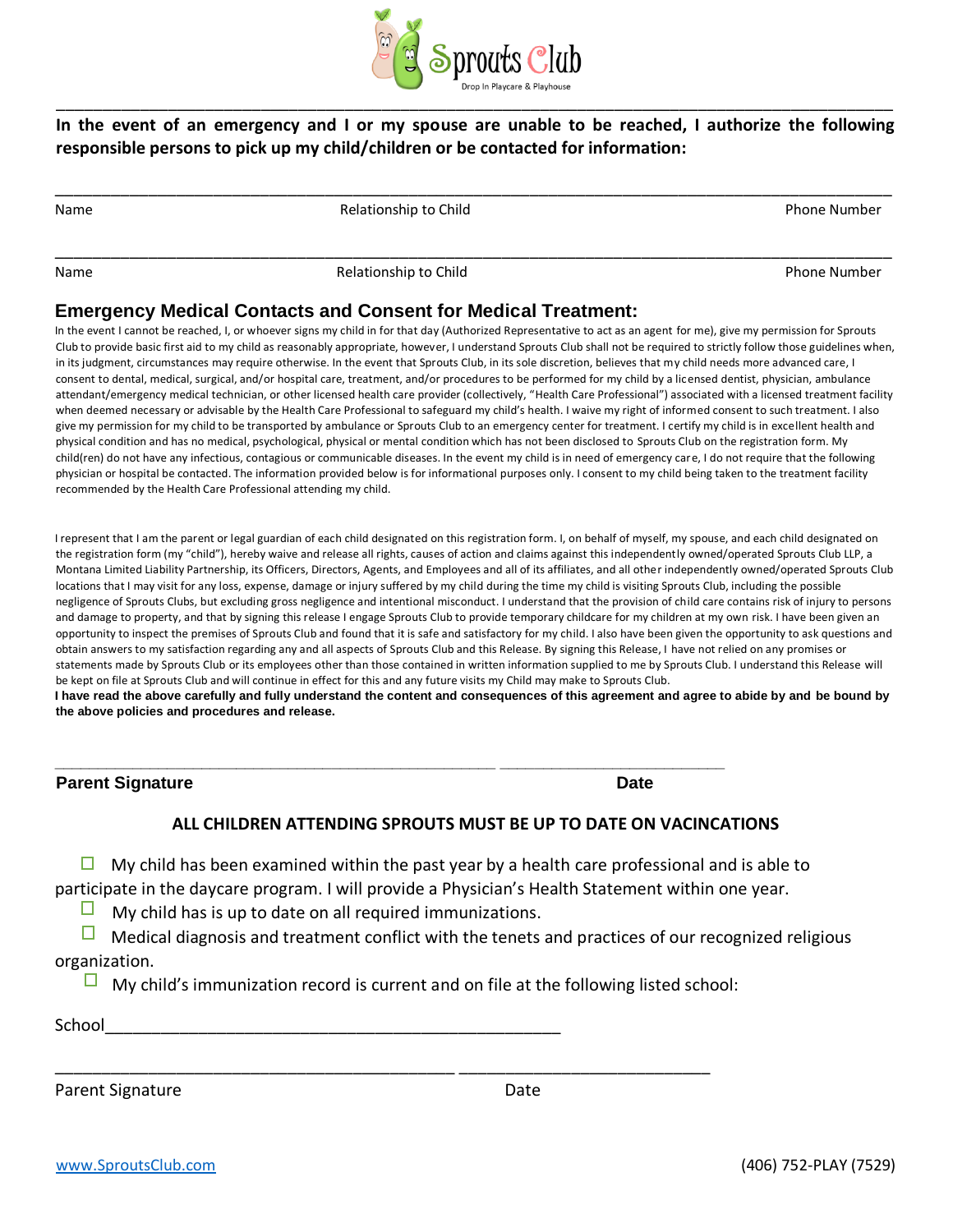Sprouts Club
Drop In Playcare & Playhouse

**In the event of an emergency and I or my spouse are unable to be reached, I authorize the following responsible persons to pick up my child/children or be contacted for information:**

\_\_\_\_\_\_\_\_\_\_\_\_\_\_\_\_\_\_\_\_\_\_\_\_\_\_\_\_\_\_\_\_\_\_\_\_\_\_\_\_\_\_\_\_\_\_\_\_\_\_\_\_\_\_\_\_\_\_\_\_\_\_\_\_\_\_\_\_\_\_\_\_\_\_\_\_\_\_

Name | Relationship to Child | Phone Number

\_\_\_\_\_\_\_\_\_\_\_\_\_\_\_\_\_\_\_\_\_\_\_\_\_\_\_\_\_\_\_\_\_\_\_\_\_\_\_\_\_\_\_\_\_\_\_\_\_\_\_\_\_\_\_\_\_\_\_\_\_\_\_\_\_\_\_\_\_\_\_\_\_\_\_\_\_\_

Name | Relationship to Child | Phone Number

## Emergency Medical Contacts and Consent for Medical Treatment:

In the event I cannot be reached, I, or whoever signs my child in for that day (Authorized Representative to act as an agent for me), give my permission for Sprouts Club to provide basic first aid to my child as reasonably appropriate, however, I understand Sprouts Club shall not be required to strictly follow those guidelines when, in its judgment, circumstances may require otherwise. In the event that Sprouts Club, in its sole discretion, believes that my child needs more advanced care, I consent to dental, medical, surgical, and/or hospital care, treatment, and/or procedures to be performed for my child by a licensed dentist, physician, ambulance attendant/emergency medical technician, or other licensed health care provider (collectively, "Health Care Professional") associated with a licensed treatment facility when deemed necessary or advisable by the Health Care Professional to safeguard my child's health. I waive my right of informed consent to such treatment. I also give my permission for my child to be transported by ambulance or Sprouts Club to an emergency center for treatment. I certify my child is in excellent health and physical condition and has no medical, psychological, physical or mental condition which has not been disclosed to Sprouts Club on the registration form. My child(ren) do not have any infectious, contagious or communicable diseases. In the event my child is in need of emergency care, I do not require that the following physician or hospital be contacted. The information provided below is for informational purposes only. I consent to my child being taken to the treatment facility recommended by the Health Care Professional attending my child.

I represent that I am the parent or legal guardian of each child designated on this registration form. I, on behalf of myself, my spouse, and each child designated on the registration form (my "child"), hereby waive and release all rights, causes of action and claims against this independently owned/operated Sprouts Club LLP, a Montana Limited Liability Partnership, its Officers, Directors, Agents, and Employees and all of its affiliates, and all other independently owned/operated Sprouts Club locations that I may visit for any loss, expense, damage or injury suffered by my child during the time my child is visiting Sprouts Club, including the possible negligence of Sprouts Clubs, but excluding gross negligence and intentional misconduct. I understand that the provision of child care contains risk of injury to persons and damage to property, and that by signing this release I engage Sprouts Club to provide temporary childcare for my children at my own risk. I have been given an opportunity to inspect the premises of Sprouts Club and found that it is safe and satisfactory for my child. I also have been given the opportunity to ask questions and obtain answers to my satisfaction regarding any and all aspects of Sprouts Club and this Release. By signing this Release, I have not relied on any promises or statements made by Sprouts Club or its employees other than those contained in written information supplied to me by Sprouts Club. I understand this Release will be kept on file at Sprouts Club and will continue in effect for this and any future visits my Child may make to Sprouts Club.

**I have read the above carefully and fully understand the content and consequences of this agreement and agree to abide by and be bound by the above policies and procedures and release.**

\_\_\_\_\_\_\_\_\_\_\_\_\_\_\_\_\_\_\_\_\_\_\_\_\_\_\_\_\_\_\_\_\_\_\_\_\_\_\_\_ \_\_\_\_\_\_\_\_\_\_\_\_\_\_\_\_\_\_\_\_\_\_\_\_

**Parent Signature** | **Date**

**ALL CHILDREN ATTENDING SPROUTS MUST BE UP TO DATE ON VACINCATIONS**

- ☐ My child has been examined within the past year by a health care professional and is able to participate in the daycare program. I will provide a Physician's Health Statement within one year.
- ☐ My child has is up to date on all required immunizations.
- ☐ Medical diagnosis and treatment conflict with the tenets and practices of our recognized religious organization.
- ☐ My child's immunization record is current and on file at the following listed school:

School\_\_\_\_\_\_\_\_\_\_\_\_\_\_\_\_\_\_\_\_\_\_\_\_\_\_\_\_\_\_\_\_\_\_\_\_\_\_\_\_\_\_\_\_

\_\_\_\_\_\_\_\_\_\_\_\_\_\_\_\_\_\_\_\_\_\_\_\_\_\_\_\_\_\_\_\_\_\_\_\_\_\_\_\_ \_\_\_\_\_\_\_\_\_\_\_\_\_\_\_\_\_\_\_\_\_\_\_\_

Parent Signature | Date

www.SproutsClub.com | (406) 752-PLAY (7529)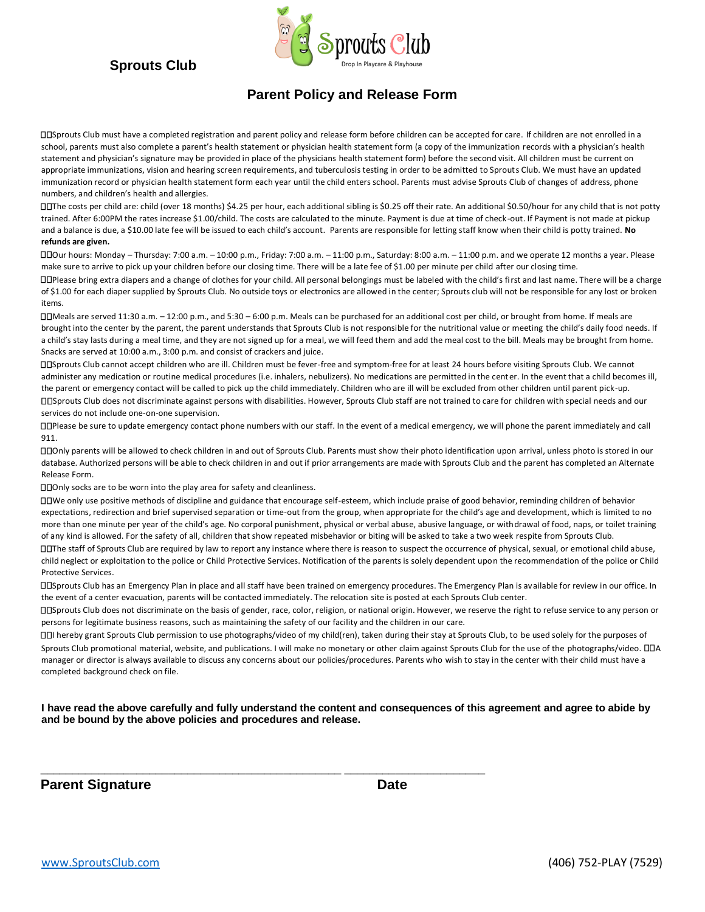**Sprouts Club**

## Parent Policy and Release Form

- Sprouts Club must have a completed registration and parent policy and release form before children can be accepted for care. If children are not enrolled in a school, parents must also complete a parent's health statement or physician health statement form (a copy of the immunization records with a physician's health statement and physician's signature may be provided in place of the physicians health statement form) before the second visit. All children must be current on appropriate immunizations, vision and hearing screen requirements, and tuberculosis testing in order to be admitted to Sprouts Club. We must have an updated immunization record or physician health statement form each year until the child enters school. Parents must advise Sprouts Club of changes of address, phone numbers, and children's health and allergies.
- The costs per child are: child (over 18 months) $4.25 per hour, each additional sibling is $0.25 off their rate. An additional $0.50/hour for any child that is not potty trained. After 6:00PM the rates increase $1.00/child. The costs are calculated to the minute. Payment is due at time of check-out. If Payment is not made at pickup and a balance is due, a $10.00 late fee will be issued to each child's account. Parents are responsible for letting staff know when their child is potty trained. **No refunds are given.**
- Our hours: Monday – Thursday: 7:00 a.m. – 10:00 p.m., Friday: 7:00 a.m. – 11:00 p.m., Saturday: 8:00 a.m. – 11:00 p.m. and we operate 12 months a year. Please make sure to arrive to pick up your children before our closing time. There will be a late fee of $1.00 per minute per child after our closing time.
- Please bring extra diapers and a change of clothes for your child. All personal belongings must be labeled with the child's first and last name. There will be a charge of $1.00 for each diaper supplied by Sprouts Club. No outside toys or electronics are allowed in the center; Sprouts club will not be responsible for any lost or broken items.
- Meals are served 11:30 a.m. – 12:00 p.m., and 5:30 – 6:00 p.m. Meals can be purchased for an additional cost per child, or brought from home. If meals are brought into the center by the parent, the parent understands that Sprouts Club is not responsible for the nutritional value or meeting the child's daily food needs. If a child's stay lasts during a meal time, and they are not signed up for a meal, we will feed them and add the meal cost to the bill. Meals may be brought from home. Snacks are served at 10:00 a.m., 3:00 p.m. and consist of crackers and juice.
- Sprouts Club cannot accept children who are ill. Children must be fever-free and symptom-free for at least 24 hours before visiting Sprouts Club. We cannot administer any medication or routine medical procedures (i.e. inhalers, nebulizers). No medications are permitted in the center. In the event that a child becomes ill, the parent or emergency contact will be called to pick up the child immediately. Children who are ill will be excluded from other children until parent pick-up.
- Sprouts Club does not discriminate against persons with disabilities. However, Sprouts Club staff are not trained to care for children with special needs and our services do not include one-on-one supervision.
- Please be sure to update emergency contact phone numbers with our staff. In the event of a medical emergency, we will phone the parent immediately and call 911.
- Only parents will be allowed to check children in and out of Sprouts Club. Parents must show their photo identification upon arrival, unless photo is stored in our database. Authorized persons will be able to check children in and out if prior arrangements are made with Sprouts Club and the parent has completed an Alternate Release Form.
- Only socks are to be worn into the play area for safety and cleanliness.
- We only use positive methods of discipline and guidance that encourage self-esteem, which include praise of good behavior, reminding children of behavior expectations, redirection and brief supervised separation or time-out from the group, when appropriate for the child's age and development, which is limited to no more than one minute per year of the child's age. No corporal punishment, physical or verbal abuse, abusive language, or withdrawal of food, naps, or toilet training of any kind is allowed. For the safety of all, children that show repeated misbehavior or biting will be asked to take a two week respite from Sprouts Club.
- The staff of Sprouts Club are required by law to report any instance where there is reason to suspect the occurrence of physical, sexual, or emotional child abuse, child neglect or exploitation to the police or Child Protective Services. Notification of the parents is solely dependent upon the recommendation of the police or Child Protective Services.
- Sprouts Club has an Emergency Plan in place and all staff have been trained on emergency procedures. The Emergency Plan is available for review in our office. In the event of a center evacuation, parents will be contacted immediately. The relocation site is posted at each Sprouts Club center.
- Sprouts Club does not discriminate on the basis of gender, race, color, religion, or national origin. However, we reserve the right to refuse service to any person or persons for legitimate business reasons, such as maintaining the safety of our facility and the children in our care.
- I hereby grant Sprouts Club permission to use photographs/video of my child(ren), taken during their stay at Sprouts Club, to be used solely for the purposes of Sprouts Club promotional material, website, and publications. I will make no monetary or other claim against Sprouts Club for the use of the photographs/video.
- A manager or director is always available to discuss any concerns about our policies/procedures. Parents who wish to stay in the center with their child must have a completed background check on file.

**I have read the above carefully and fully understand the content and consequences of this agreement and agree to abide by and be bound by the above policies and procedures and release.**

_____________________________________________ ____________________

**Parent Signature** **Date**

www.SproutsClub.com (406) 752-PLAY (7529)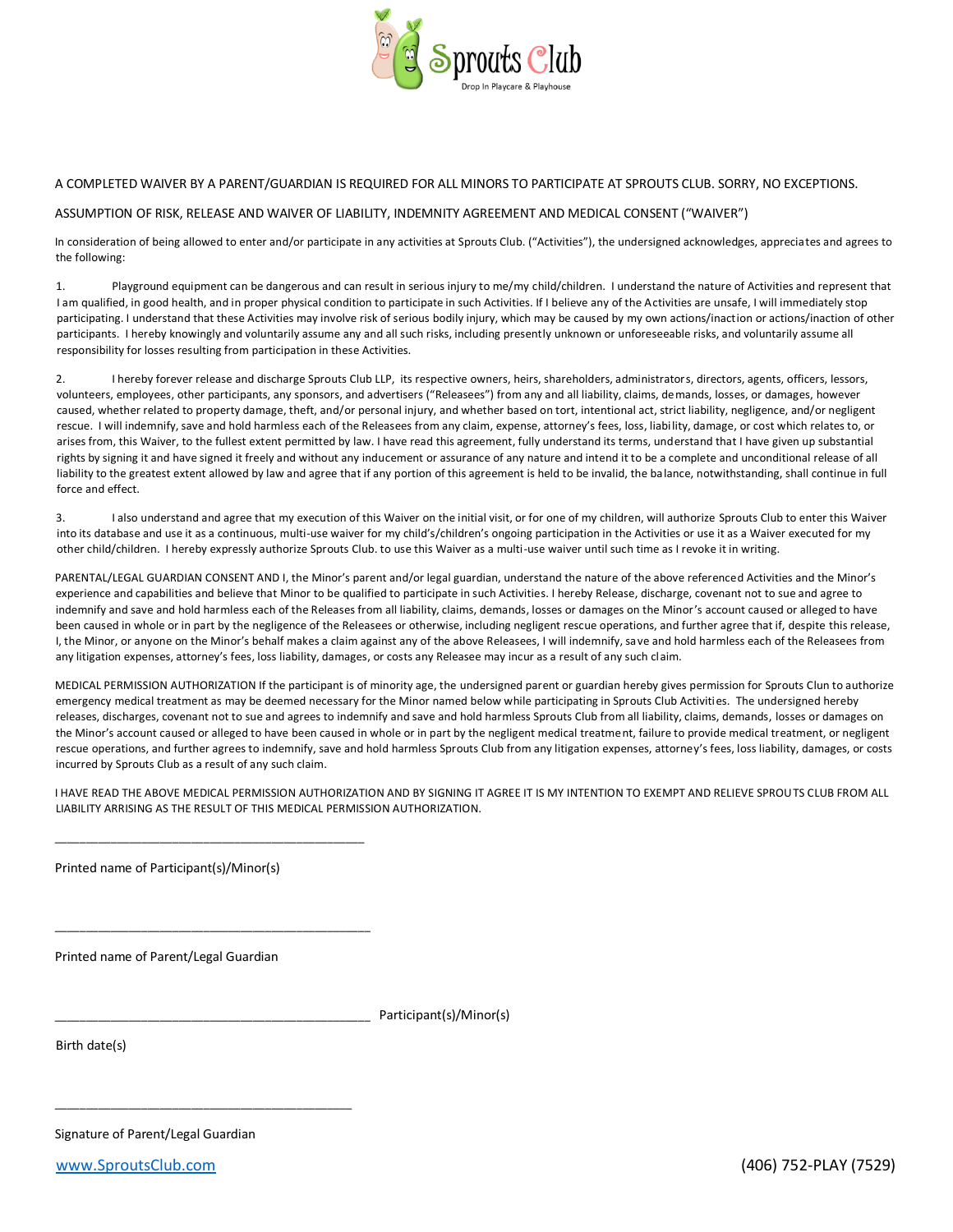A COMPLETED WAIVER BY A PARENT/GUARDIAN IS REQUIRED FOR ALL MINORS TO PARTICIPATE AT SPROUTS CLUB. SORRY, NO EXCEPTIONS.

ASSUMPTION OF RISK, RELEASE AND WAIVER OF LIABILITY, INDEMNITY AGREEMENT AND MEDICAL CONSENT ("WAIVER")

In consideration of being allowed to enter and/or participate in any activities at Sprouts Club. ("Activities"), the undersigned acknowledges, appreciates and agrees to the following:

1. Playground equipment can be dangerous and can result in serious injury to me/my child/children. I understand the nature of Activities and represent that I am qualified, in good health, and in proper physical condition to participate in such Activities. If I believe any of the Activities are unsafe, I will immediately stop participating. I understand that these Activities may involve risk of serious bodily injury, which may be caused by my own actions/inaction or actions/inaction of other participants. I hereby knowingly and voluntarily assume any and all such risks, including presently unknown or unforeseeable risks, and voluntarily assume all responsibility for losses resulting from participation in these Activities.

2. I hereby forever release and discharge Sprouts Club LLP, its respective owners, heirs, shareholders, administrators, directors, agents, officers, lessors, volunteers, employees, other participants, any sponsors, and advertisers ("Releasees") from any and all liability, claims, demands, losses, or damages, however caused, whether related to property damage, theft, and/or personal injury, and whether based on tort, intentional act, strict liability, negligence, and/or negligent rescue. I will indemnify, save and hold harmless each of the Releasees from any claim, expense, attorney's fees, loss, liability, damage, or cost which relates to, or arises from, this Waiver, to the fullest extent permitted by law. I have read this agreement, fully understand its terms, understand that I have given up substantial rights by signing it and have signed it freely and without any inducement or assurance of any nature and intend it to be a complete and unconditional release of all liability to the greatest extent allowed by law and agree that if any portion of this agreement is held to be invalid, the balance, notwithstanding, shall continue in full force and effect.

3. I also understand and agree that my execution of this Waiver on the initial visit, or for one of my children, will authorize Sprouts Club to enter this Waiver into its database and use it as a continuous, multi-use waiver for my child's/children's ongoing participation in the Activities or use it as a Waiver executed for my other child/children. I hereby expressly authorize Sprouts Club. to use this Waiver as a multi-use waiver until such time as I revoke it in writing.

PARENTAL/LEGAL GUARDIAN CONSENT AND I, the Minor's parent and/or legal guardian, understand the nature of the above referenced Activities and the Minor's experience and capabilities and believe that Minor to be qualified to participate in such Activities. I hereby Release, discharge, covenant not to sue and agree to indemnify and save and hold harmless each of the Releases from all liability, claims, demands, losses or damages on the Minor's account caused or alleged to have been caused in whole or in part by the negligence of the Releasees or otherwise, including negligent rescue operations, and further agree that if, despite this release, I, the Minor, or anyone on the Minor's behalf makes a claim against any of the above Releasees, I will indemnify, save and hold harmless each of the Releasees from any litigation expenses, attorney's fees, loss liability, damages, or costs any Releasee may incur as a result of any such claim.

MEDICAL PERMISSION AUTHORIZATION If the participant is of minority age, the undersigned parent or guardian hereby gives permission for Sprouts Clun to authorize emergency medical treatment as may be deemed necessary for the Minor named below while participating in Sprouts Club Activities. The undersigned hereby releases, discharges, covenant not to sue and agrees to indemnify and save and hold harmless Sprouts Club from all liability, claims, demands, losses or damages on the Minor's account caused or alleged to have been caused in whole or in part by the negligent medical treatment, failure to provide medical treatment, or negligent rescue operations, and further agrees to indemnify, save and hold harmless Sprouts Club from any litigation expenses, attorney's fees, loss liability, damages, or costs incurred by Sprouts Club as a result of any such claim.

I HAVE READ THE ABOVE MEDICAL PERMISSION AUTHORIZATION AND BY SIGNING IT AGREE IT IS MY INTENTION TO EXEMPT AND RELIEVE SPROUTS CLUB FROM ALL LIABILITY ARRISING AS THE RESULT OF THIS MEDICAL PERMISSION AUTHORIZATION.

\_\_\_\_\_\_\_\_\_\_\_\_\_\_\_\_\_\_\_\_\_\_\_\_\_\_\_\_\_\_\_\_\_\_\_\_\_\_\_\_\_\_\_\_

Printed name of Participant(s)/Minor(s)

\_\_\_\_\_\_\_\_\_\_\_\_\_\_\_\_\_\_\_\_\_\_\_\_\_\_\_\_\_\_\_\_\_\_\_\_\_\_\_\_\_\_\_\_

Printed name of Parent/Legal Guardian

\_\_\_\_\_\_\_\_\_\_\_\_\_\_\_\_\_\_\_\_\_\_\_\_\_\_\_\_\_\_\_\_\_\_\_\_\_\_\_\_\_\_\_\_ Participant(s)/Minor(s)

Birth date(s)

\_\_\_\_\_\_\_\_\_\_\_\_\_\_\_\_\_\_\_\_\_\_\_\_\_\_\_\_\_\_\_\_\_\_\_\_\_\_\_\_\_\_\_\_

Signature of Parent/Legal Guardian

www.SproutsClub.com (406) 752-PLAY (7529)